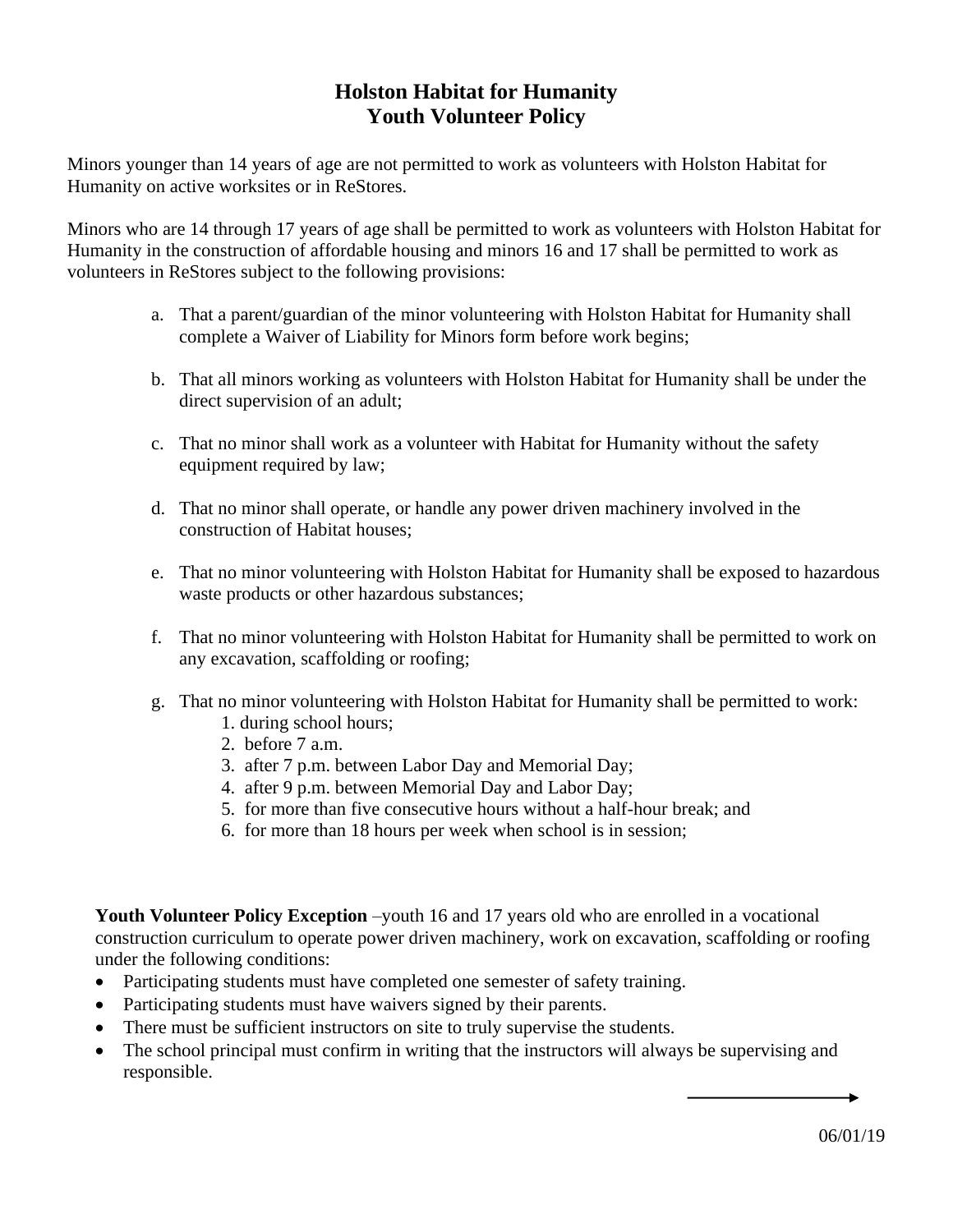# Holston Habitat for Humanity
# Youth Volunteer Policy

Minors younger than 14 years of age are not permitted to work as volunteers with Holston Habitat for Humanity on active worksites or in ReStores.

Minors who are 14 through 17 years of age shall be permitted to work as volunteers with Holston Habitat for Humanity in the construction of affordable housing and minors 16 and 17 shall be permitted to work as volunteers in ReStores subject to the following provisions:

a. That a parent/guardian of the minor volunteering with Holston Habitat for Humanity shall complete a Waiver of Liability for Minors form before work begins;

b. That all minors working as volunteers with Holston Habitat for Humanity shall be under the direct supervision of an adult;

c. That no minor shall work as a volunteer with Habitat for Humanity without the safety equipment required by law;

d. That no minor shall operate, or handle any power driven machinery involved in the construction of Habitat houses;

e. That no minor volunteering with Holston Habitat for Humanity shall be exposed to hazardous waste products or other hazardous substances;

f. That no minor volunteering with Holston Habitat for Humanity shall be permitted to work on any excavation, scaffolding or roofing;

g. That no minor volunteering with Holston Habitat for Humanity shall be permitted to work:
   1. during school hours;
   2. before 7 a.m.
   3. after 7 p.m. between Labor Day and Memorial Day;
   4. after 9 p.m. between Memorial Day and Labor Day;
   5. for more than five consecutive hours without a half-hour break; and
   6. for more than 18 hours per week when school is in session;

**Youth Volunteer Policy Exception** –youth 16 and 17 years old who are enrolled in a vocational construction curriculum to operate power driven machinery, work on excavation, scaffolding or roofing under the following conditions:

- Participating students must have completed one semester of safety training.
- Participating students must have waivers signed by their parents.
- There must be sufficient instructors on site to truly supervise the students.
- The school principal must confirm in writing that the instructors will always be supervising and responsible.

06/01/19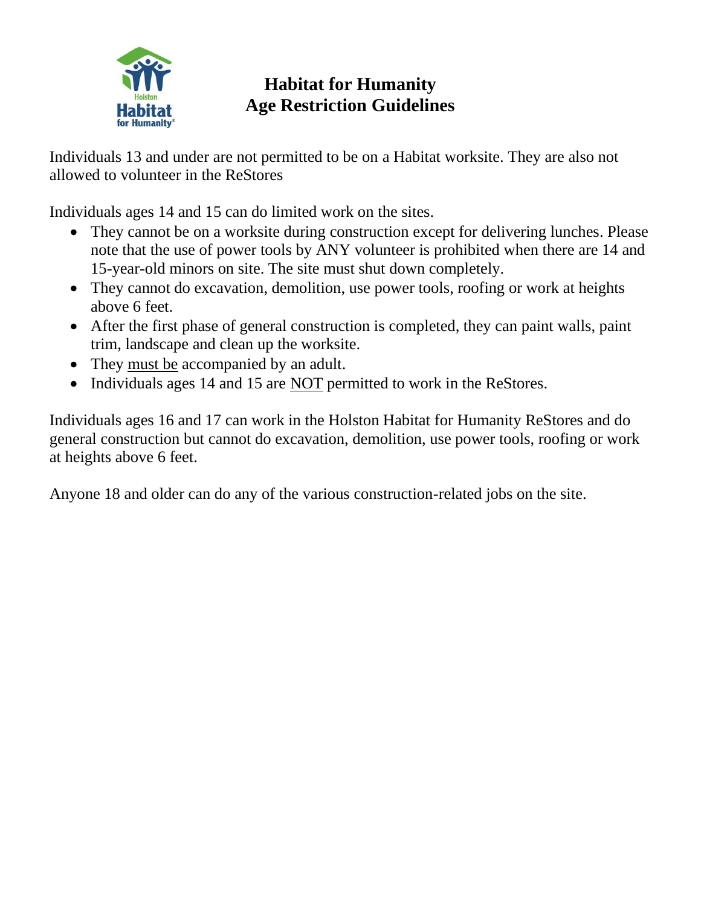# Habitat for Humanity
## Age Restriction Guidelines

Individuals 13 and under are not permitted to be on a Habitat worksite. They are also not allowed to volunteer in the ReStores

Individuals ages 14 and 15 can do limited work on the sites.

- They cannot be on a worksite during construction except for delivering lunches. Please note that the use of power tools by ANY volunteer is prohibited when there are 14 and 15-year-old minors on site. The site must shut down completely.
- They cannot do excavation, demolition, use power tools, roofing or work at heights above 6 feet.
- After the first phase of general construction is completed, they can paint walls, paint trim, landscape and clean up the worksite.
- They must be accompanied by an adult.
- Individuals ages 14 and 15 are NOT permitted to work in the ReStores.

Individuals ages 16 and 17 can work in the Holston Habitat for Humanity ReStores and do general construction but cannot do excavation, demolition, use power tools, roofing or work at heights above 6 feet.

Anyone 18 and older can do any of the various construction-related jobs on the site.